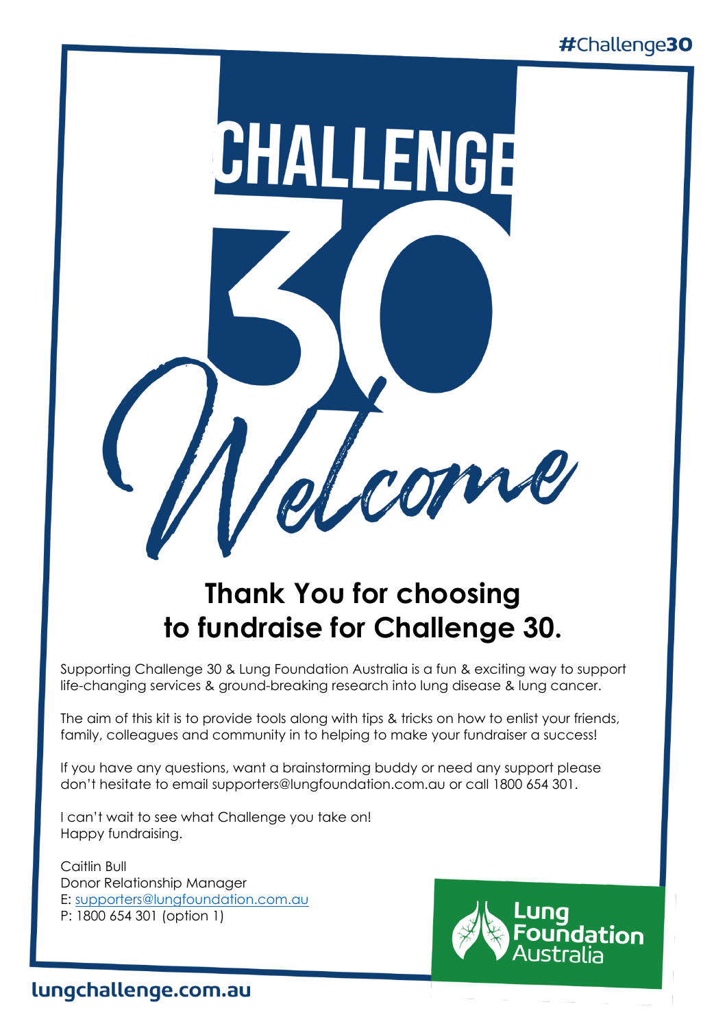#Challenge30

# CHALLENGE 30 Welcome

## Thank You for choosing to fundraise for Challenge 30.

Supporting Challenge 30 & Lung Foundation Australia is a fun & exciting way to support life-changing services & ground-breaking research into lung disease & lung cancer.

The aim of this kit is to provide tools along with tips & tricks on how to enlist your friends, family, colleagues and community in to helping to make your fundraiser a success!

If you have any questions, want a brainstorming buddy or need any support please don't hesitate to email supporters@lungfoundation.com.au or call 1800 654 301.

I can't wait to see what Challenge you take on!
Happy fundraising.

Caitlin Bull
Donor Relationship Manager
E: supporters@lungfoundation.com.au
P: 1800 654 301 (option 1)

Lung Foundation Australia

lungchallenge.com.au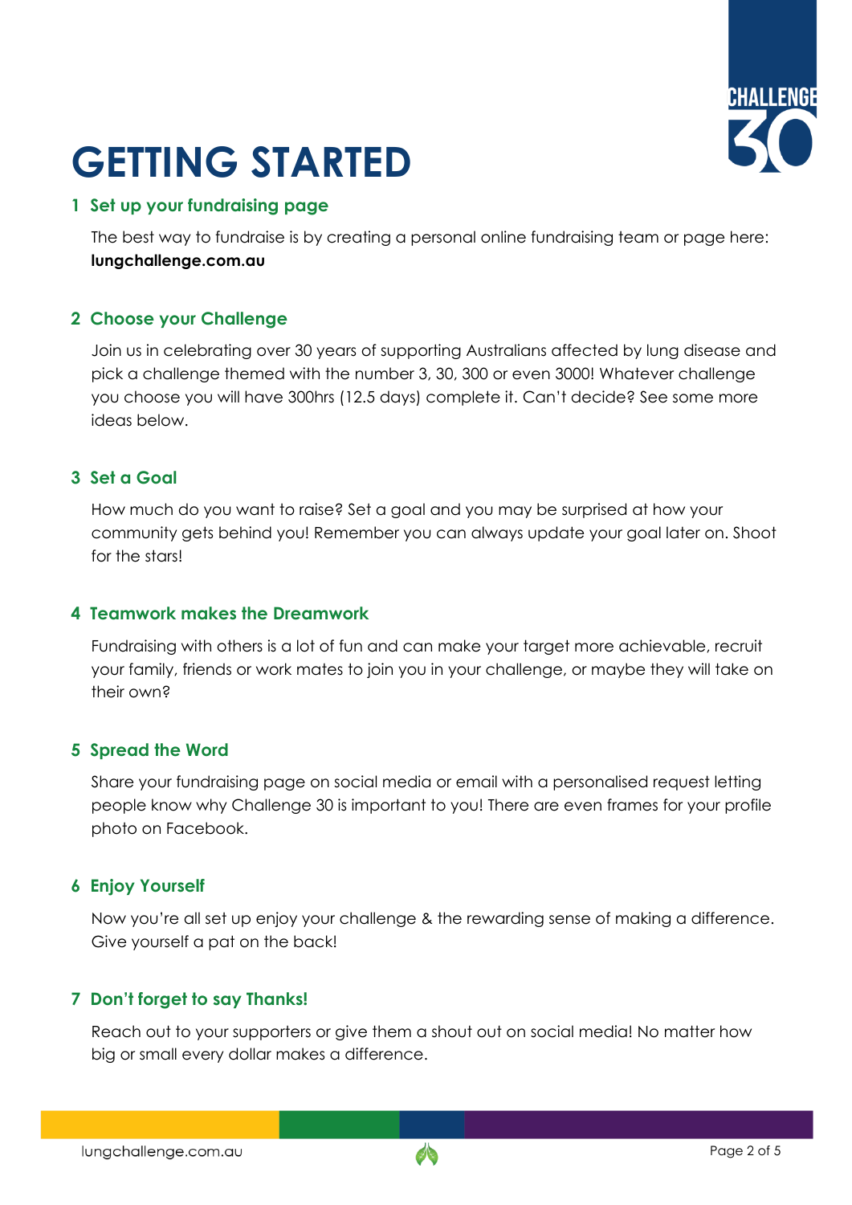# GETTING STARTED

## 1 Set up your fundraising page

The best way to fundraise is by creating a personal online fundraising team or page here: **lungchallenge.com.au**

## 2 Choose your Challenge

Join us in celebrating over 30 years of supporting Australians affected by lung disease and pick a challenge themed with the number 3, 30, 300 or even 3000! Whatever challenge you choose you will have 300hrs (12.5 days) complete it. Can't decide? See some more ideas below.

## 3 Set a Goal

How much do you want to raise? Set a goal and you may be surprised at how your community gets behind you! Remember you can always update your goal later on. Shoot for the stars!

## 4 Teamwork makes the Dreamwork

Fundraising with others is a lot of fun and can make your target more achievable, recruit your family, friends or work mates to join you in your challenge, or maybe they will take on their own?

## 5 Spread the Word

Share your fundraising page on social media or email with a personalised request letting people know why Challenge 30 is important to you! There are even frames for your profile photo on Facebook.

## 6 Enjoy Yourself

Now you're all set up enjoy your challenge & the rewarding sense of making a difference. Give yourself a pat on the back!

## 7 Don't forget to say Thanks!

Reach out to your supporters or give them a shout out on social media! No matter how big or small every dollar makes a difference.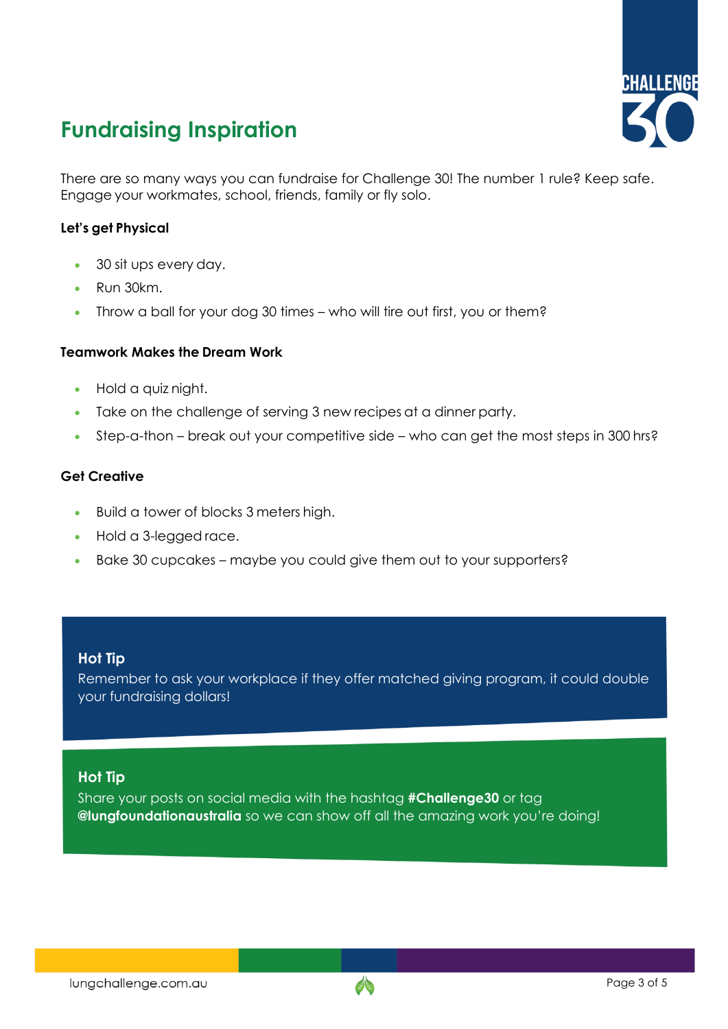## Fundraising Inspiration

There are so many ways you can fundraise for Challenge 30! The number 1 rule? Keep safe. Engage your workmates, school, friends, family or fly solo.

**Let's get Physical**

- 30 sit ups every day.
- Run 30km.
- Throw a ball for your dog 30 times – who will tire out first, you or them?

**Teamwork Makes the Dream Work**

- Hold a quiz night.
- Take on the challenge of serving 3 new recipes at a dinner party.
- Step-a-thon – break out your competitive side – who can get the most steps in 300 hrs?

**Get Creative**

- Build a tower of blocks 3 meters high.
- Hold a 3-legged race.
- Bake 30 cupcakes – maybe you could give them out to your supporters?

**Hot Tip**
Remember to ask your workplace if they offer matched giving program, it could double your fundraising dollars!

**Hot Tip**
Share your posts on social media with the hashtag **#Challenge30** or tag **@lungfoundationaustralia** so we can show off all the amazing work you're doing!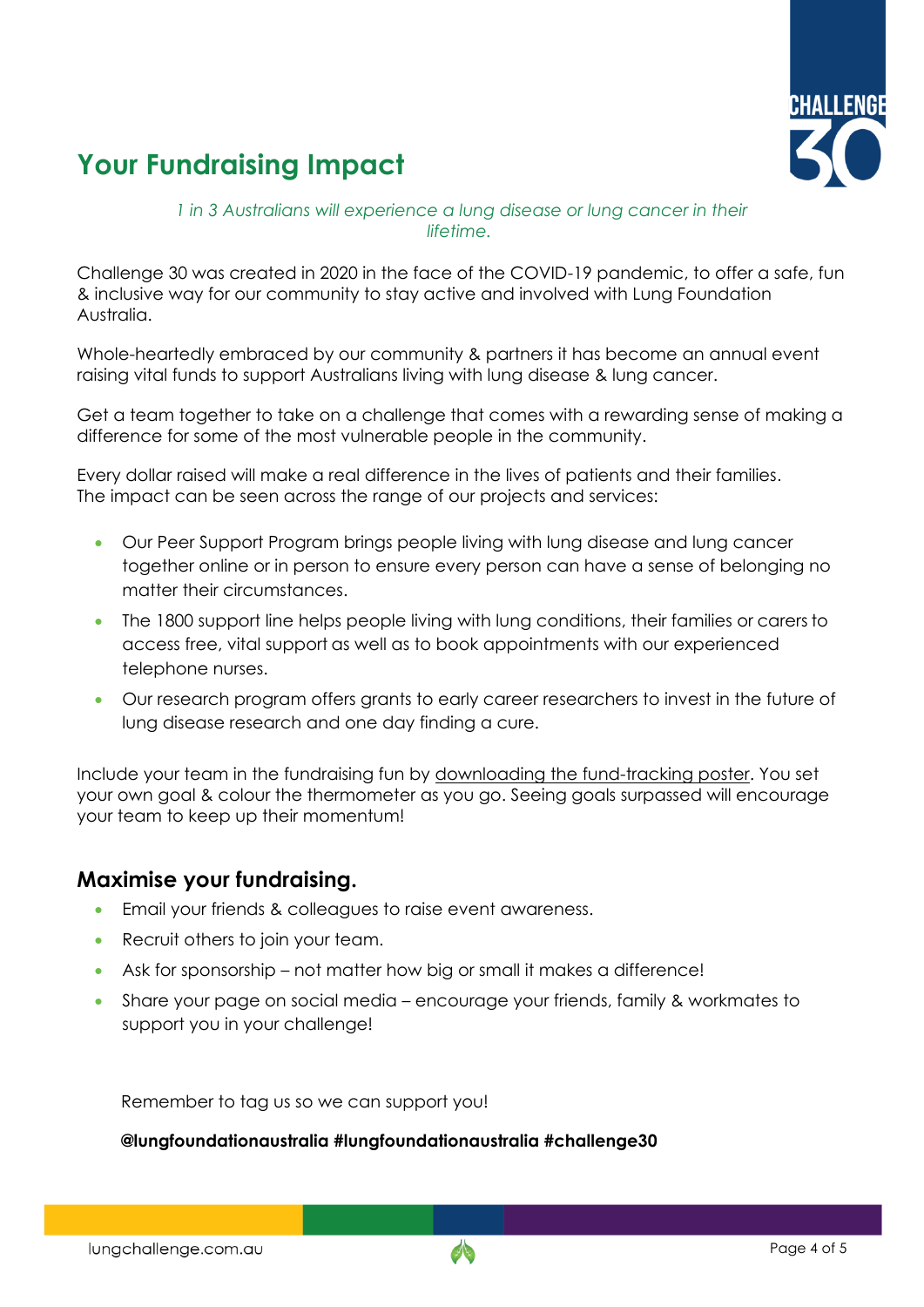# Your Fundraising Impact

*1 in 3 Australians will experience a lung disease or lung cancer in their lifetime.*

Challenge 30 was created in 2020 in the face of the COVID-19 pandemic, to offer a safe, fun & inclusive way for our community to stay active and involved with Lung Foundation Australia.

Whole-heartedly embraced by our community & partners it has become an annual event raising vital funds to support Australians living with lung disease & lung cancer.

Get a team together to take on a challenge that comes with a rewarding sense of making a difference for some of the most vulnerable people in the community.

Every dollar raised will make a real difference in the lives of patients and their families. The impact can be seen across the range of our projects and services:

- Our Peer Support Program brings people living with lung disease and lung cancer together online or in person to ensure every person can have a sense of belonging no matter their circumstances.
- The 1800 support line helps people living with lung conditions, their families or carers to access free, vital support as well as to book appointments with our experienced telephone nurses.
- Our research program offers grants to early career researchers to invest in the future of lung disease research and one day finding a cure.

Include your team in the fundraising fun by downloading the fund-tracking poster. You set your own goal & colour the thermometer as you go. Seeing goals surpassed will encourage your team to keep up their momentum!

## Maximise your fundraising.

- Email your friends & colleagues to raise event awareness.
- Recruit others to join your team.
- Ask for sponsorship – not matter how big or small it makes a difference!
- Share your page on social media – encourage your friends, family & workmates to support you in your challenge!

Remember to tag us so we can support you!

**@lungfoundationaustralia #lungfoundationaustralia #challenge30**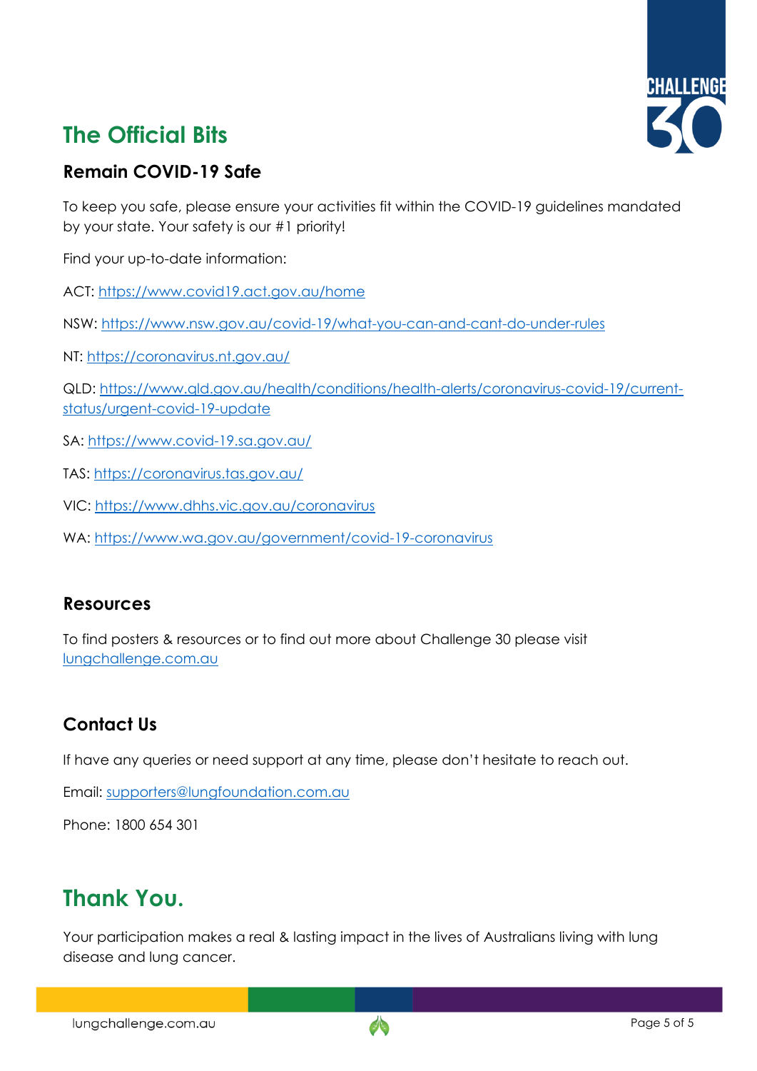# The Official Bits

## Remain COVID-19 Safe

To keep you safe, please ensure your activities fit within the COVID-19 guidelines mandated by your state. Your safety is our #1 priority!

Find your up-to-date information:

ACT: https://www.covid19.act.gov.au/home

NSW: https://www.nsw.gov.au/covid-19/what-you-can-and-cant-do-under-rules

NT: https://coronavirus.nt.gov.au/

QLD: https://www.qld.gov.au/health/conditions/health-alerts/coronavirus-covid-19/current-status/urgent-covid-19-update

SA: https://www.covid-19.sa.gov.au/

TAS: https://coronavirus.tas.gov.au/

VIC: https://www.dhhs.vic.gov.au/coronavirus

WA: https://www.wa.gov.au/government/covid-19-coronavirus

## Resources

To find posters & resources or to find out more about Challenge 30 please visit lungchallenge.com.au

## Contact Us

If have any queries or need support at any time, please don't hesitate to reach out.

Email: supporters@lungfoundation.com.au

Phone: 1800 654 301

# Thank You.

Your participation makes a real & lasting impact in the lives of Australians living with lung disease and lung cancer.